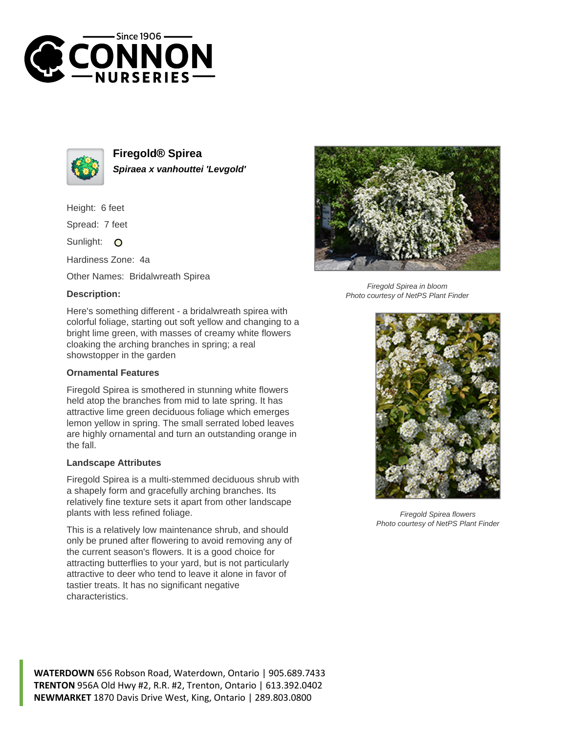# Firegold® Spirea

***Spiraea x vanhouttei 'Levgold'***

Height: 6 feet

Spread: 7 feet

Sunlight:

Hardiness Zone: 4a

Other Names: Bridalwreath Spirea

### Description:

Here's something different - a bridalwreath spirea with colorful foliage, starting out soft yellow and changing to a bright lime green, with masses of creamy white flowers cloaking the arching branches in spring; a real showstopper in the garden

### Ornamental Features

Firegold Spirea is smothered in stunning white flowers held atop the branches from mid to late spring. It has attractive lime green deciduous foliage which emerges lemon yellow in spring. The small serrated lobed leaves are highly ornamental and turn an outstanding orange in the fall.

### Landscape Attributes

Firegold Spirea is a multi-stemmed deciduous shrub with a shapely form and gracefully arching branches. Its relatively fine texture sets it apart from other landscape plants with less refined foliage.

This is a relatively low maintenance shrub, and should only be pruned after flowering to avoid removing any of the current season's flowers. It is a good choice for attracting butterflies to your yard, but is not particularly attractive to deer who tend to leave it alone in favor of tastier treats. It has no significant negative characteristics.

*Firegold Spirea in bloom*
*Photo courtesy of NetPS Plant Finder*

*Firegold Spirea flowers*
*Photo courtesy of NetPS Plant Finder*

**WATERDOWN** 656 Robson Road, Waterdown, Ontario | 905.689.7433
**TRENTON** 956A Old Hwy #2, R.R. #2, Trenton, Ontario | 613.392.0402
**NEWMARKET** 1870 Davis Drive West, King, Ontario | 289.803.0800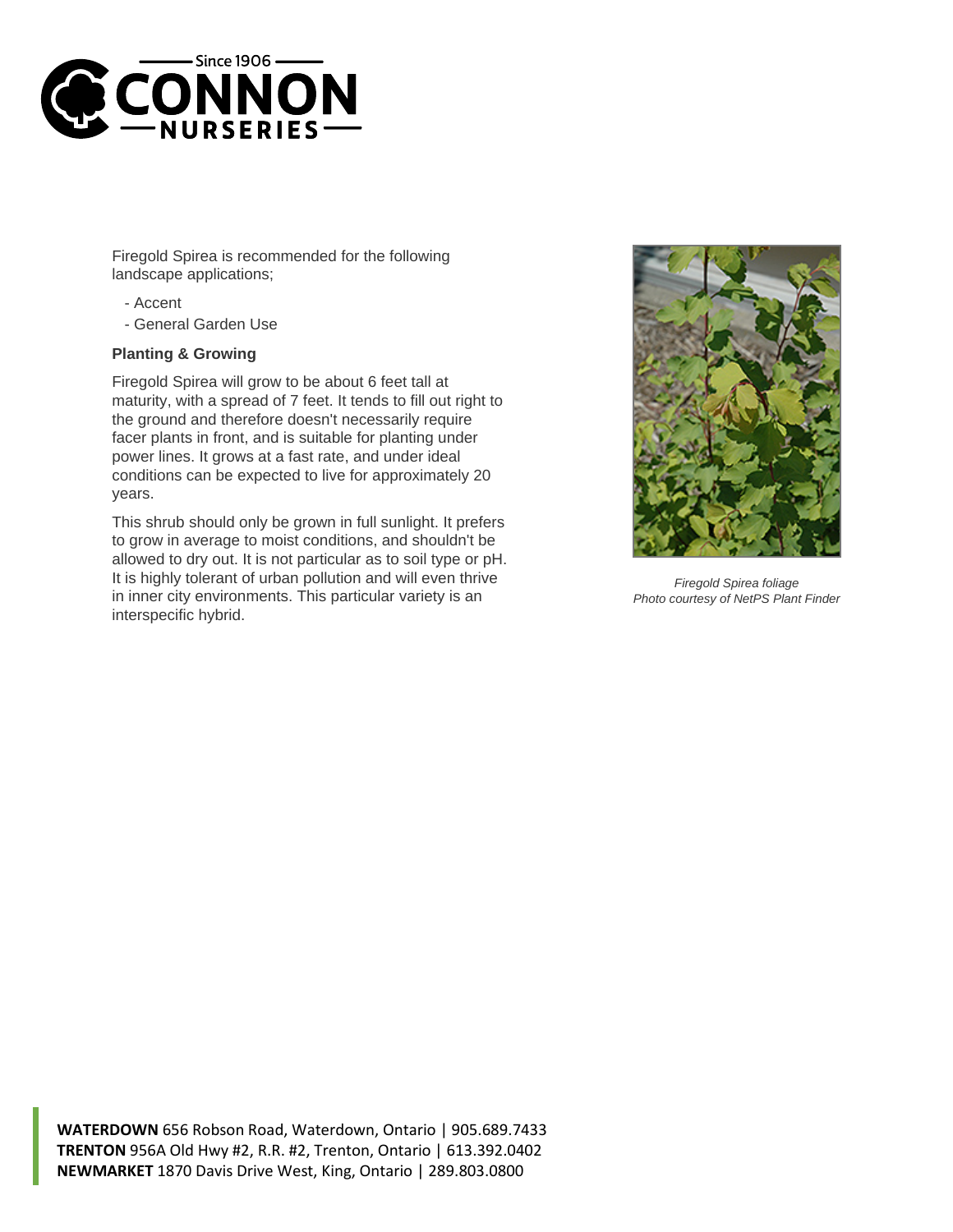Firegold Spirea is recommended for the following landscape applications;

- Accent
- General Garden Use

**Planting & Growing**

Firegold Spirea will grow to be about 6 feet tall at maturity, with a spread of 7 feet. It tends to fill out right to the ground and therefore doesn't necessarily require facer plants in front, and is suitable for planting under power lines. It grows at a fast rate, and under ideal conditions can be expected to live for approximately 20 years.

This shrub should only be grown in full sunlight. It prefers to grow in average to moist conditions, and shouldn't be allowed to dry out. It is not particular as to soil type or pH. It is highly tolerant of urban pollution and will even thrive in inner city environments. This particular variety is an interspecific hybrid.

*Firegold Spirea foliage*
*Photo courtesy of NetPS Plant Finder*

**WATERDOWN** 656 Robson Road, Waterdown, Ontario | 905.689.7433
**TRENTON** 956A Old Hwy #2, R.R. #2, Trenton, Ontario | 613.392.0402
**NEWMARKET** 1870 Davis Drive West, King, Ontario | 289.803.0800